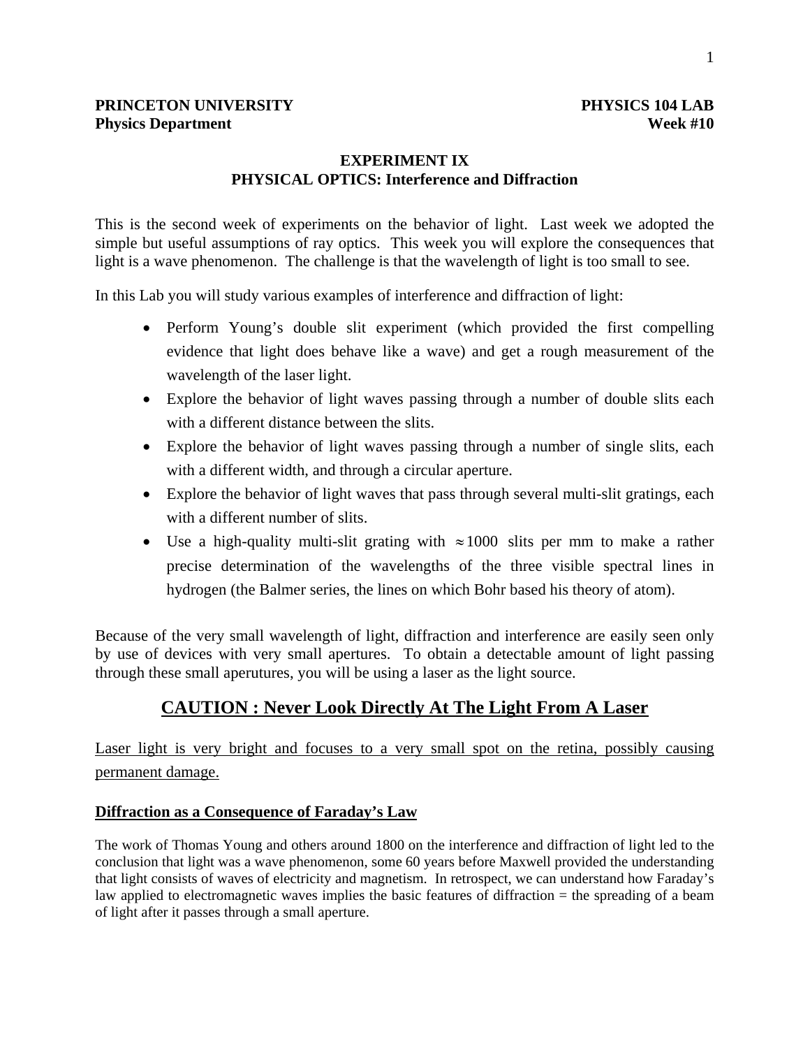**PRINCETON UNIVERSITY** **PHYSICS 104 LAB**
**Physics Department** **Week #10**

## EXPERIMENT IX
## PHYSICAL OPTICS: Interference and Diffraction

This is the second week of experiments on the behavior of light. Last week we adopted the simple but useful assumptions of ray optics. This week you will explore the consequences that light is a wave phenomenon. The challenge is that the wavelength of light is too small to see.

In this Lab you will study various examples of interference and diffraction of light:

- Perform Young's double slit experiment (which provided the first compelling evidence that light does behave like a wave) and get a rough measurement of the wavelength of the laser light.
- Explore the behavior of light waves passing through a number of double slits each with a different distance between the slits.
- Explore the behavior of light waves passing through a number of single slits, each with a different width, and through a circular aperture.
- Explore the behavior of light waves that pass through several multi-slit gratings, each with a different number of slits.
- Use a high-quality multi-slit grating with $\approx 1000$ slits per mm to make a rather precise determination of the wavelengths of the three visible spectral lines in hydrogen (the Balmer series, the lines on which Bohr based his theory of atom).

Because of the very small wavelength of light, diffraction and interference are easily seen only by use of devices with very small apertures. To obtain a detectable amount of light passing through these small aperutures, you will be using a laser as the light source.

## CAUTION : Never Look Directly At The Light From A Laser

Laser light is very bright and focuses to a very small spot on the retina, possibly causing permanent damage.

### Diffraction as a Consequence of Faraday's Law

The work of Thomas Young and others around 1800 on the interference and diffraction of light led to the conclusion that light was a wave phenomenon, some 60 years before Maxwell provided the understanding that light consists of waves of electricity and magnetism. In retrospect, we can understand how Faraday's law applied to electromagnetic waves implies the basic features of diffraction = the spreading of a beam of light after it passes through a small aperture.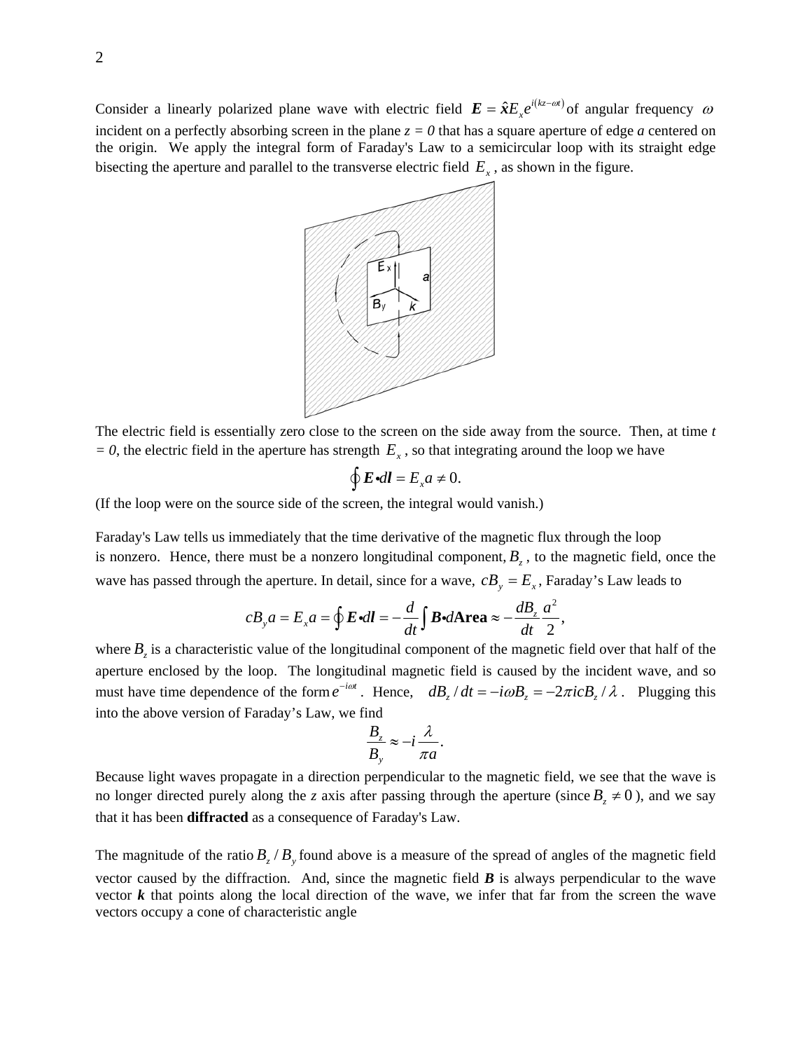Consider a linearly polarized plane wave with electric field $\boldsymbol{E} = \hat{\boldsymbol{x}} E_x e^{i(kz-\omega t)}$ of angular frequency $\omega$ incident on a perfectly absorbing screen in the plane *z = 0* that has a square aperture of edge *a* centered on the origin. We apply the integral form of Faraday's Law to a semicircular loop with its straight edge bisecting the aperture and parallel to the transverse electric field $E_x$, as shown in the figure.

The electric field is essentially zero close to the screen on the side away from the source. Then, at time *t = 0*, the electric field in the aperture has strength $E_x$, so that integrating around the loop we have

$$\oint \boldsymbol{E} \bullet d\boldsymbol{l} = E_x a \neq 0.$$

(If the loop were on the source side of the screen, the integral would vanish.)

Faraday's Law tells us immediately that the time derivative of the magnetic flux through the loop is nonzero. Hence, there must be a nonzero longitudinal component, $B_z$, to the magnetic field, once the wave has passed through the aperture. In detail, since for a wave, $cB_y = E_x$, Faraday's Law leads to

$$cB_y a = E_x a = \oint \boldsymbol{E} \bullet d\boldsymbol{l} = -\frac{d}{dt}\int \boldsymbol{B} \bullet d\textbf{Area} \approx -\frac{dB_z}{dt}\frac{a^2}{2},$$

where $B_z$ is a characteristic value of the longitudinal component of the magnetic field over that half of the aperture enclosed by the loop. The longitudinal magnetic field is caused by the incident wave, and so must have time dependence of the form $e^{-i\omega t}$. Hence, $dB_z / dt = -i\omega B_z = -2\pi i c B_z / \lambda$. Plugging this into the above version of Faraday's Law, we find

$$\frac{B_z}{B_y} \approx -i\frac{\lambda}{\pi a}.$$

Because light waves propagate in a direction perpendicular to the magnetic field, we see that the wave is no longer directed purely along the *z* axis after passing through the aperture (since $B_z \neq 0$), and we say that it has been **diffracted** as a consequence of Faraday's Law.

The magnitude of the ratio $B_z / B_y$ found above is a measure of the spread of angles of the magnetic field vector caused by the diffraction. And, since the magnetic field $\boldsymbol{B}$ is always perpendicular to the wave vector $\boldsymbol{k}$ that points along the local direction of the wave, we infer that far from the screen the wave vectors occupy a cone of characteristic angle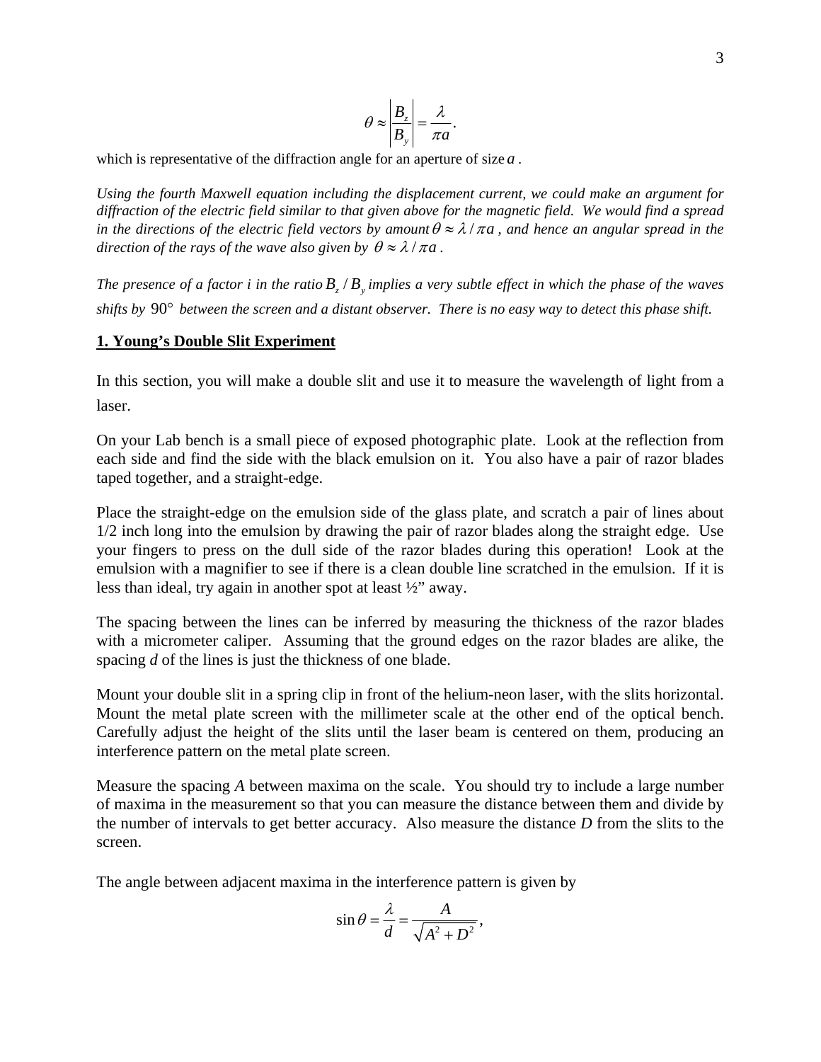$$\theta \approx \left|\frac{B_z}{B_y}\right| = \frac{\lambda}{\pi a}.$$

which is representative of the diffraction angle for an aperture of size $a$ .

*Using the fourth Maxwell equation including the displacement current, we could make an argument for diffraction of the electric field similar to that given above for the magnetic field. We would find a spread in the directions of the electric field vectors by amount $\theta \approx \lambda / \pi a$ , and hence an angular spread in the direction of the rays of the wave also given by $\theta \approx \lambda / \pi a$ .*

*The presence of a factor i in the ratio $B_z / B_y$ implies a very subtle effect in which the phase of the waves shifts by $90°$ between the screen and a distant observer. There is no easy way to detect this phase shift.*

## 1. Young's Double Slit Experiment

In this section, you will make a double slit and use it to measure the wavelength of light from a laser.

On your Lab bench is a small piece of exposed photographic plate. Look at the reflection from each side and find the side with the black emulsion on it. You also have a pair of razor blades taped together, and a straight-edge.

Place the straight-edge on the emulsion side of the glass plate, and scratch a pair of lines about 1/2 inch long into the emulsion by drawing the pair of razor blades along the straight edge. Use your fingers to press on the dull side of the razor blades during this operation! Look at the emulsion with a magnifier to see if there is a clean double line scratched in the emulsion. If it is less than ideal, try again in another spot at least ½" away.

The spacing between the lines can be inferred by measuring the thickness of the razor blades with a micrometer caliper. Assuming that the ground edges on the razor blades are alike, the spacing *d* of the lines is just the thickness of one blade.

Mount your double slit in a spring clip in front of the helium-neon laser, with the slits horizontal. Mount the metal plate screen with the millimeter scale at the other end of the optical bench. Carefully adjust the height of the slits until the laser beam is centered on them, producing an interference pattern on the metal plate screen.

Measure the spacing *A* between maxima on the scale. You should try to include a large number of maxima in the measurement so that you can measure the distance between them and divide by the number of intervals to get better accuracy. Also measure the distance *D* from the slits to the screen.

The angle between adjacent maxima in the interference pattern is given by

$$\sin\theta = \frac{\lambda}{d} = \frac{A}{\sqrt{A^2 + D^2}},$$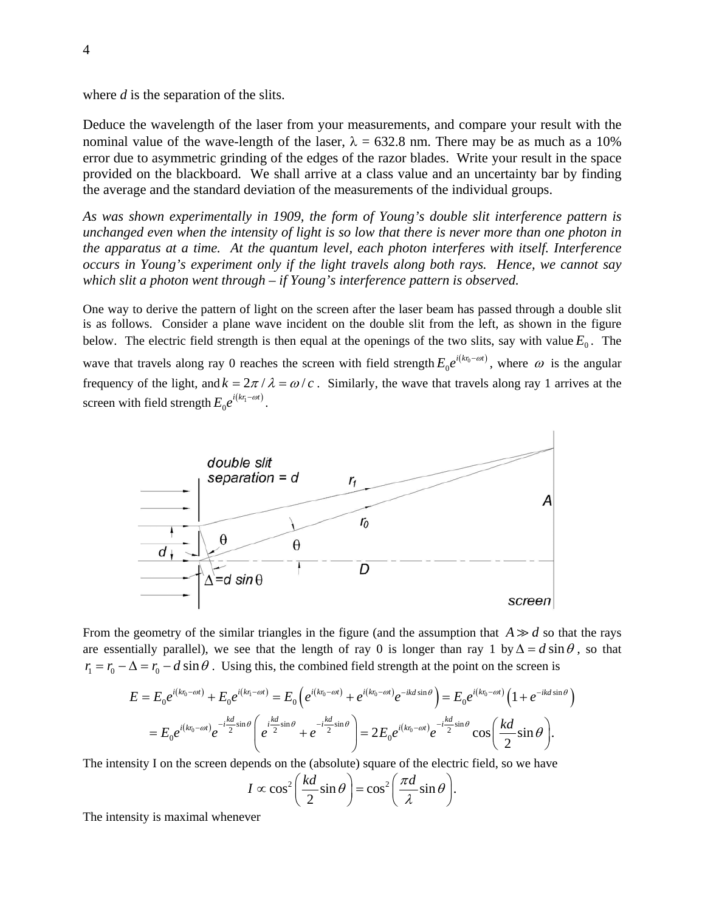where *d* is the separation of the slits.

Deduce the wavelength of the laser from your measurements, and compare your result with the nominal value of the wave-length of the laser, $\lambda$ = 632.8 nm. There may be as much as a 10% error due to asymmetric grinding of the edges of the razor blades. Write your result in the space provided on the blackboard. We shall arrive at a class value and an uncertainty bar by finding the average and the standard deviation of the measurements of the individual groups.

*As was shown experimentally in 1909, the form of Young's double slit interference pattern is unchanged even when the intensity of light is so low that there is never more than one photon in the apparatus at a time. At the quantum level, each photon interferes with itself. Interference occurs in Young's experiment only if the light travels along both rays. Hence, we cannot say which slit a photon went through – if Young's interference pattern is observed.*

One way to derive the pattern of light on the screen after the laser beam has passed through a double slit is as follows. Consider a plane wave incident on the double slit from the left, as shown in the figure below. The electric field strength is then equal at the openings of the two slits, say with value $E_0$. The wave that travels along ray 0 reaches the screen with field strength $E_0 e^{i(kr_0-\omega t)}$, where $\omega$ is the angular frequency of the light, and $k = 2\pi/\lambda = \omega/c$. Similarly, the wave that travels along ray 1 arrives at the screen with field strength $E_0 e^{i(kr_1-\omega t)}$.

From the geometry of the similar triangles in the figure (and the assumption that $A \gg d$ so that the rays are essentially parallel), we see that the length of ray 0 is longer than ray 1 by $\Delta = d\sin\theta$, so that $r_1 = r_0 - \Delta = r_0 - d\sin\theta$. Using this, the combined field strength at the point on the screen is

$$E = E_0 e^{i(kr_0-\omega t)} + E_0 e^{i(kr_1-\omega t)} = E_0\left(e^{i(kr_0-\omega t)} + e^{i(kr_0-\omega t)}e^{-ikd\sin\theta}\right) = E_0 e^{i(kr_0-\omega t)}\left(1+e^{-ikd\sin\theta}\right)$$

$$= E_0 e^{i(kr_0-\omega t)}e^{-i\frac{kd}{2}\sin\theta}\left(e^{i\frac{kd}{2}\sin\theta} + e^{-i\frac{kd}{2}\sin\theta}\right) = 2E_0 e^{i(kr_0-\omega t)}e^{-i\frac{kd}{2}\sin\theta}\cos\left(\frac{kd}{2}\sin\theta\right).$$

The intensity I on the screen depends on the (absolute) square of the electric field, so we have

$$I \propto \cos^2\left(\frac{kd}{2}\sin\theta\right) = \cos^2\left(\frac{\pi d}{\lambda}\sin\theta\right).$$

The intensity is maximal whenever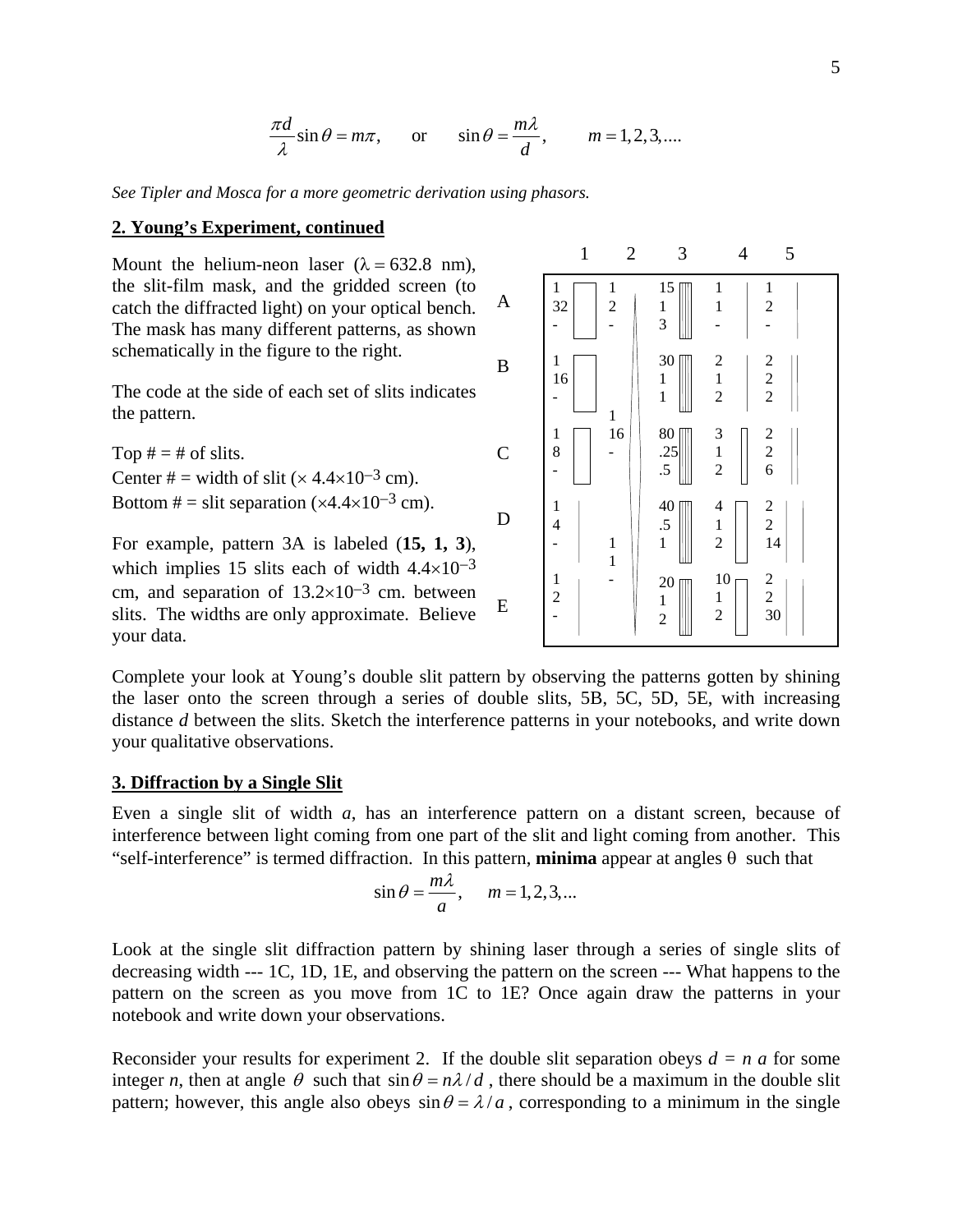$$\frac{\pi d}{\lambda}\sin\theta = m\pi, \qquad \text{or} \qquad \sin\theta = \frac{m\lambda}{d}, \qquad m = 1, 2, 3, ....$$

*See Tipler and Mosca for a more geometric derivation using phasors.*

**2. Young's Experiment, continued**

Mount the helium-neon laser ($\lambda = 632.8$ nm), the slit-film mask, and the gridded screen (to catch the diffracted light) on your optical bench. The mask has many different patterns, as shown schematically in the figure to the right.

The code at the side of each set of slits indicates the pattern.

Top # = # of slits.
Center # = width of slit ($\times$ 4.4$\times$10$^{-3}$ cm).
Bottom # = slit separation ($\times$4.4$\times$10$^{-3}$ cm).

For example, pattern 3A is labeled (**15, 1, 3**), which implies 15 slits each of width 4.4$\times$10$^{-3}$ cm, and separation of 13.2$\times$10$^{-3}$ cm. between slits. The widths are only approximate. Believe your data.

| | 1 | 2 | 3 | 4 | 5 |
|---|---|---|---|---|---|
| A | 1, 32, - | 1, 2, - | 15, 1, 3 | 1, 1, - | 1, 2, - |
| B | 1, 16, - | 1, 16, - | 30, 1, 1 | 2, 1, 2 | 2, 2, 2 |
| C | 1, 8, - | | 80, .25, .5 | 3, 1, 2 | 2, 2, 6 |
| D | 1, 4, - | 1, 1, - | 40, .5, 1 | 4, 1, 2 | 2, 2, 14 |
| E | 1, 2, - | | 20, 1, 2 | 10, 1, 2 | 2, 2, 30 |

Complete your look at Young's double slit pattern by observing the patterns gotten by shining the laser onto the screen through a series of double slits, 5B, 5C, 5D, 5E, with increasing distance *d* between the slits. Sketch the interference patterns in your notebooks, and write down your qualitative observations.

**3. Diffraction by a Single Slit**

Even a single slit of width *a*, has an interference pattern on a distant screen, because of interference between light coming from one part of the slit and light coming from another. This "self-interference" is termed diffraction. In this pattern, **minima** appear at angles $\theta$ such that

$$\sin\theta = \frac{m\lambda}{a}, \qquad m = 1, 2, 3, ...$$

Look at the single slit diffraction pattern by shining laser through a series of single slits of decreasing width --- 1C, 1D, 1E, and observing the pattern on the screen --- What happens to the pattern on the screen as you move from 1C to 1E? Once again draw the patterns in your notebook and write down your observations.

Reconsider your results for experiment 2. If the double slit separation obeys $d = n\, a$ for some integer *n*, then at angle $\theta$ such that $\sin\theta = n\lambda / d$ , there should be a maximum in the double slit pattern; however, this angle also obeys $\sin\theta = \lambda / a$ , corresponding to a minimum in the single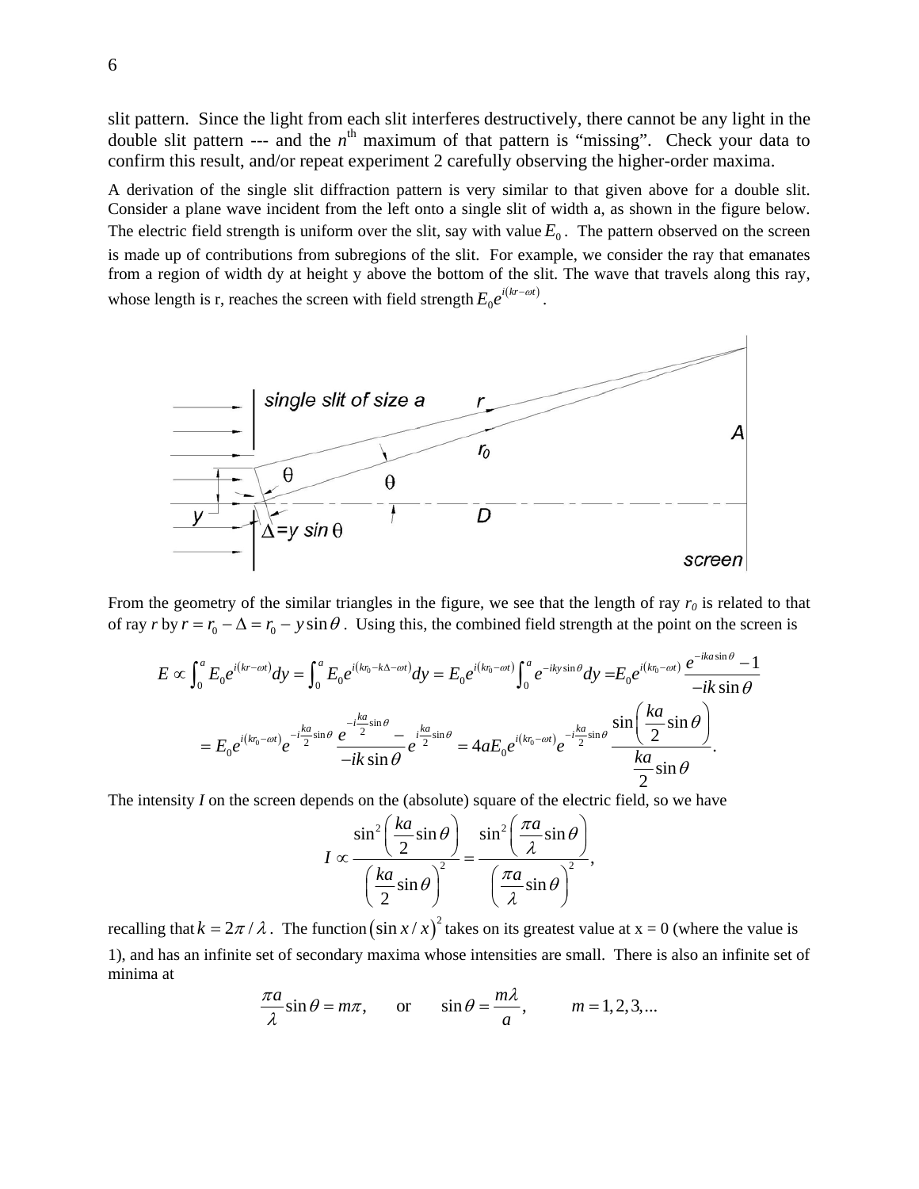slit pattern. Since the light from each slit interferes destructively, there cannot be any light in the double slit pattern --- and the $n^{th}$ maximum of that pattern is "missing". Check your data to confirm this result, and/or repeat experiment 2 carefully observing the higher-order maxima.

A derivation of the single slit diffraction pattern is very similar to that given above for a double slit. Consider a plane wave incident from the left onto a single slit of width a, as shown in the figure below. The electric field strength is uniform over the slit, say with value $E_0$. The pattern observed on the screen is made up of contributions from subregions of the slit. For example, we consider the ray that emanates from a region of width dy at height y above the bottom of the slit. The wave that travels along this ray, whose length is r, reaches the screen with field strength $E_0 e^{i(kr-\omega t)}$.

From the geometry of the similar triangles in the figure, we see that the length of ray $r_0$ is related to that of ray $r$ by $r = r_0 - \Delta = r_0 - y\sin\theta$. Using this, the combined field strength at the point on the screen is

$$E \propto \int_0^a E_0 e^{i(kr-\omega t)} dy = \int_0^a E_0 e^{i(kr_0 - k\Delta - \omega t)} dy = E_0 e^{i(kr_0-\omega t)} \int_0^a e^{-iky\sin\theta} dy = E_0 e^{i(kr_0-\omega t)} \frac{e^{-ika\sin\theta}-1}{-ik\sin\theta}$$

$$= E_0 e^{i(kr_0-\omega t)} e^{-i\frac{ka}{2}\sin\theta} \frac{e^{-i\frac{ka}{2}\sin\theta} - e^{i\frac{ka}{2}\sin\theta}}{-ik\sin\theta} = 4aE_0 e^{i(kr_0-\omega t)} e^{-i\frac{ka}{2}\sin\theta} \frac{\sin\left(\frac{ka}{2}\sin\theta\right)}{\frac{ka}{2}\sin\theta}.$$

The intensity $I$ on the screen depends on the (absolute) square of the electric field, so we have

$$I \propto \frac{\sin^2\left(\frac{ka}{2}\sin\theta\right)}{\left(\frac{ka}{2}\sin\theta\right)^2} = \frac{\sin^2\left(\frac{\pi a}{\lambda}\sin\theta\right)}{\left(\frac{\pi a}{\lambda}\sin\theta\right)^2},$$

recalling that $k = 2\pi/\lambda$. The function $(\sin x / x)^2$ takes on its greatest value at x = 0 (where the value is 1), and has an infinite set of secondary maxima whose intensities are small. There is also an infinite set of minima at

$$\frac{\pi a}{\lambda}\sin\theta = m\pi, \qquad \text{or} \qquad \sin\theta = \frac{m\lambda}{a}, \qquad m = 1, 2, 3, ...$$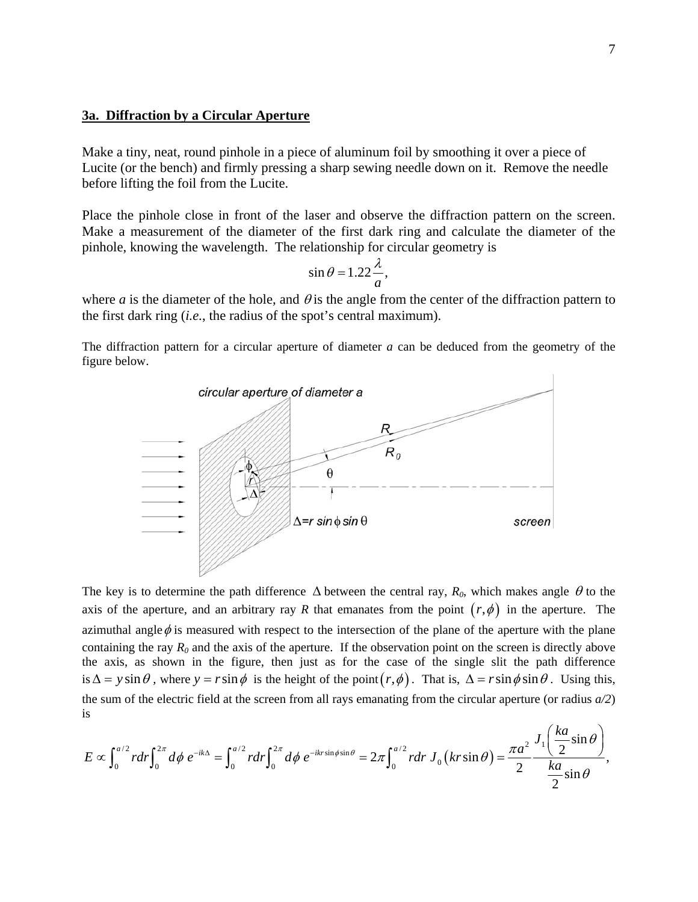**3a. Diffraction by a Circular Aperture**

Make a tiny, neat, round pinhole in a piece of aluminum foil by smoothing it over a piece of Lucite (or the bench) and firmly pressing a sharp sewing needle down on it. Remove the needle before lifting the foil from the Lucite.

Place the pinhole close in front of the laser and observe the diffraction pattern on the screen. Make a measurement of the diameter of the first dark ring and calculate the diameter of the pinhole, knowing the wavelength. The relationship for circular geometry is

$$\sin\theta = 1.22\frac{\lambda}{a},$$

where *a* is the diameter of the hole, and $\theta$ is the angle from the center of the diffraction pattern to the first dark ring (*i.e.*, the radius of the spot's central maximum).

The diffraction pattern for a circular aperture of diameter *a* can be deduced from the geometry of the figure below.

The key is to determine the path difference $\Delta$ between the central ray, $R_0$, which makes angle $\theta$ to the axis of the aperture, and an arbitrary ray *R* that emanates from the point $(r,\phi)$ in the aperture. The azimuthal angle $\phi$ is measured with respect to the intersection of the plane of the aperture with the plane containing the ray $R_0$ and the axis of the aperture. If the observation point on the screen is directly above the axis, as shown in the figure, then just as for the case of the single slit the path difference is $\Delta = y\sin\theta$, where $y = r\sin\phi$ is the height of the point $(r,\phi)$. That is, $\Delta = r\sin\phi\sin\theta$. Using this, the sum of the electric field at the screen from all rays emanating from the circular aperture (or radius *a/2*) is

$$E \propto \int_0^{a/2} r dr \int_0^{2\pi} d\phi\, e^{-ik\Delta} = \int_0^{a/2} r dr \int_0^{2\pi} d\phi\, e^{-ikr\sin\phi\sin\theta} = 2\pi\int_0^{a/2} r dr\, J_0\left(kr\sin\theta\right) = \frac{\pi a^2}{2}\frac{J_1\left(\frac{ka}{2}\sin\theta\right)}{\frac{ka}{2}\sin\theta},$$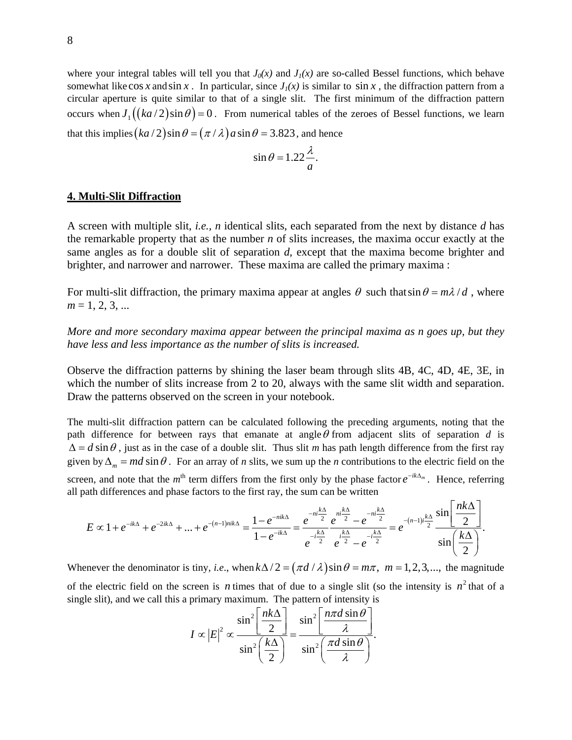where your integral tables will tell you that $J_0(x)$ and $J_1(x)$ are so-called Bessel functions, which behave somewhat like $\cos x$ and $\sin x$. In particular, since $J_1(x)$ is similar to $\sin x$, the diffraction pattern from a circular aperture is quite similar to that of a single slit. The first minimum of the diffraction pattern occurs when $J_1\left((ka/2)\sin\theta\right)=0$. From numerical tables of the zeroes of Bessel functions, we learn that this implies $(ka/2)\sin\theta = (\pi/\lambda)\,a\sin\theta = 3.823$, and hence

$$\sin\theta = 1.22\frac{\lambda}{a}.$$

## 4. Multi-Slit Diffraction

A screen with multiple slit, *i.e.*, $n$ identical slits, each separated from the next by distance $d$ has the remarkable property that as the number $n$ of slits increases, the maxima occur exactly at the same angles as for a double slit of separation $d$, except that the maxima become brighter and brighter, and narrower and narrower. These maxima are called the primary maxima :

For multi-slit diffraction, the primary maxima appear at angles $\theta$ such that $\sin\theta = m\lambda/d$, where $m$ = 1, 2, 3, ...

*More and more secondary maxima appear between the principal maxima as n goes up, but they have less and less importance as the number of slits is increased.*

Observe the diffraction patterns by shining the laser beam through slits 4B, 4C, 4D, 4E, 3E, in which the number of slits increase from 2 to 20, always with the same slit width and separation. Draw the patterns observed on the screen in your notebook.

The multi-slit diffraction pattern can be calculated following the preceding arguments, noting that the path difference for between rays that emanate at angle $\theta$ from adjacent slits of separation $d$ is $\Delta = d\sin\theta$, just as in the case of a double slit. Thus slit $m$ has path length difference from the first ray given by $\Delta_m = md\sin\theta$. For an array of $n$ slits, we sum up the $n$ contributions to the electric field on the screen, and note that the $m^{\text{th}}$ term differs from the first only by the phase factor $e^{-ik\Delta_m}$. Hence, referring all path differences and phase factors to the first ray, the sum can be written

$$E \propto 1 + e^{-ik\Delta} + e^{-2ik\Delta} + \ldots + e^{-(n-1)nik\Delta} = \frac{1-e^{-nik\Delta}}{1-e^{-ik\Delta}} = \frac{e^{-ni\frac{k\Delta}{2}}}{e^{-i\frac{k\Delta}{2}}}\frac{e^{ni\frac{k\Delta}{2}} - e^{-ni\frac{k\Delta}{2}}}{e^{i\frac{k\Delta}{2}} - e^{-i\frac{k\Delta}{2}}} = e^{-(n-1)i\frac{k\Delta}{2}}\frac{\sin\left[\dfrac{nk\Delta}{2}\right]}{\sin\left(\dfrac{k\Delta}{2}\right)}.$$

Whenever the denominator is tiny, *i.e.*, when $k\Delta/2 = (\pi d/\lambda)\sin\theta = m\pi,\ m = 1,2,3,\ldots,$ the magnitude of the electric field on the screen is $n$ times that of due to a single slit (so the intensity is $n^2$ that of a single slit), and we call this a primary maximum. The pattern of intensity is

$$I \propto |E|^2 \propto \frac{\sin^2\left[\dfrac{nk\Delta}{2}\right]}{\sin^2\left(\dfrac{k\Delta}{2}\right)} = \frac{\sin^2\left[\dfrac{n\pi d\sin\theta}{\lambda}\right]}{\sin^2\left(\dfrac{\pi d\sin\theta}{\lambda}\right)}.$$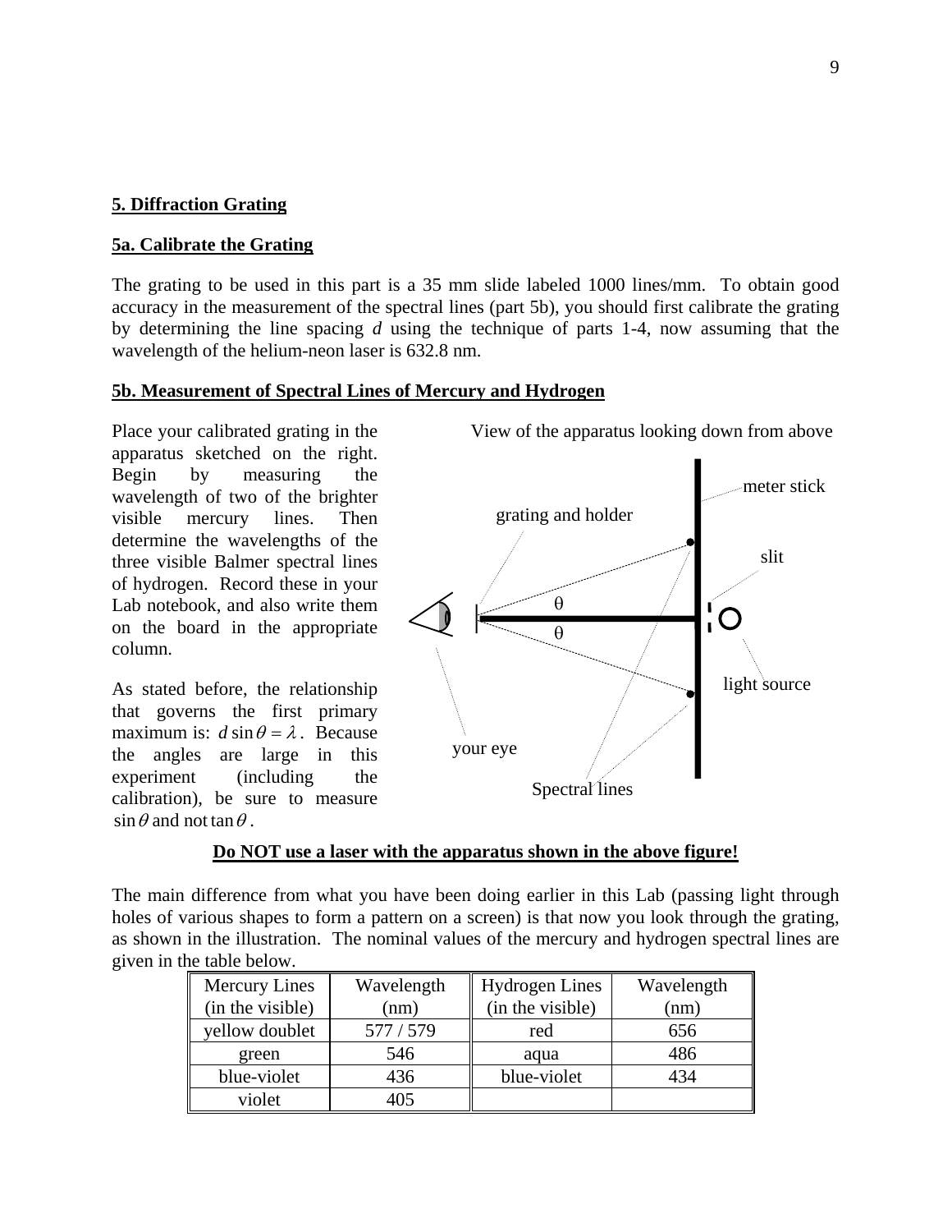**5. Diffraction Grating**

**5a. Calibrate the Grating**

The grating to be used in this part is a 35 mm slide labeled 1000 lines/mm. To obtain good accuracy in the measurement of the spectral lines (part 5b), you should first calibrate the grating by determining the line spacing *d* using the technique of parts 1-4, now assuming that the wavelength of the helium-neon laser is 632.8 nm.

**5b. Measurement of Spectral Lines of Mercury and Hydrogen**

Place your calibrated grating in the apparatus sketched on the right. Begin by measuring the wavelength of two of the brighter visible mercury lines. Then determine the wavelengths of the three visible Balmer spectral lines of hydrogen. Record these in your Lab notebook, and also write them on the board in the appropriate column.

As stated before, the relationship that governs the first primary maximum is: $d \sin\theta = \lambda$. Because the angles are large in this experiment (including the calibration), be sure to measure $\sin\theta$ and not $\tan\theta$.

View of the apparatus looking down from above

meter stick

grating and holder

slit

$\theta$

$\theta$

light source

your eye

Spectral lines

**Do NOT use a laser with the apparatus shown in the above figure!**

The main difference from what you have been doing earlier in this Lab (passing light through holes of various shapes to form a pattern on a screen) is that now you look through the grating, as shown in the illustration. The nominal values of the mercury and hydrogen spectral lines are given in the table below.

| Mercury Lines (in the visible) | Wavelength (nm) | Hydrogen Lines (in the visible) | Wavelength (nm) |
|---|---|---|---|
| yellow doublet | 577 / 579 | red | 656 |
| green | 546 | aqua | 486 |
| blue-violet | 436 | blue-violet | 434 |
| violet | 405 | | |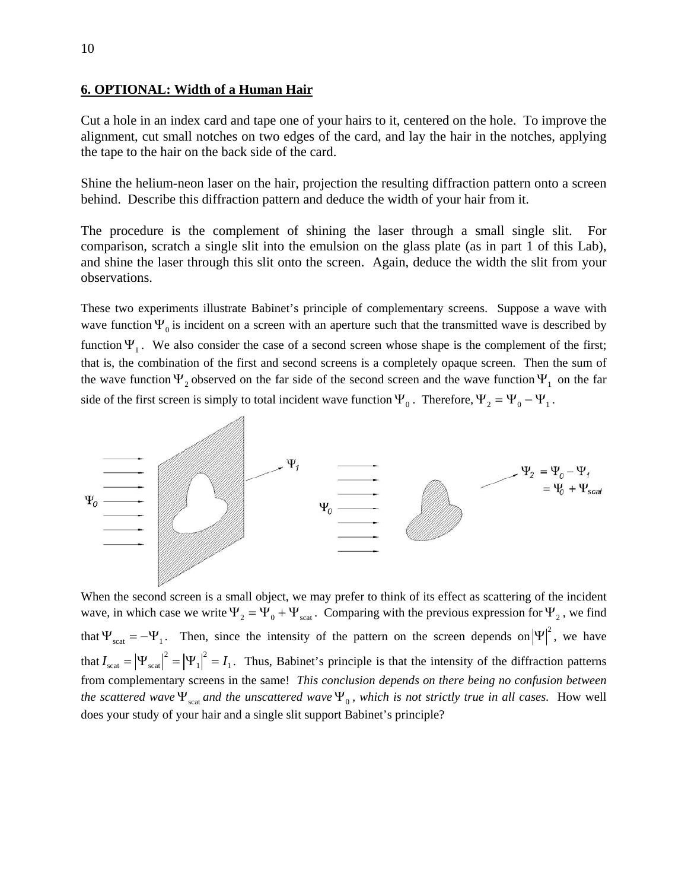## 6. OPTIONAL: Width of a Human Hair

Cut a hole in an index card and tape one of your hairs to it, centered on the hole. To improve the alignment, cut small notches on two edges of the card, and lay the hair in the notches, applying the tape to the hair on the back side of the card.

Shine the helium-neon laser on the hair, projection the resulting diffraction pattern onto a screen behind. Describe this diffraction pattern and deduce the width of your hair from it.

The procedure is the complement of shining the laser through a small single slit. For comparison, scratch a single slit into the emulsion on the glass plate (as in part 1 of this Lab), and shine the laser through this slit onto the screen. Again, deduce the width the slit from your observations.

These two experiments illustrate Babinet's principle of complementary screens. Suppose a wave with wave function $\Psi_0$ is incident on a screen with an aperture such that the transmitted wave is described by function $\Psi_1$. We also consider the case of a second screen whose shape is the complement of the first; that is, the combination of the first and second screens is a completely opaque screen. Then the sum of the wave function $\Psi_2$ observed on the far side of the second screen and the wave function $\Psi_1$ on the far side of the first screen is simply to total incident wave function $\Psi_0$. Therefore, $\Psi_2 = \Psi_0 - \Psi_1$.

When the second screen is a small object, we may prefer to think of its effect as scattering of the incident wave, in which case we write $\Psi_2 = \Psi_0 + \Psi_{\text{scat}}$. Comparing with the previous expression for $\Psi_2$, we find that $\Psi_{\text{scat}} = -\Psi_1$. Then, since the intensity of the pattern on the screen depends on $|\Psi|^2$, we have that $I_{\text{scat}} = |\Psi_{\text{scat}}|^2 = |\Psi_1|^2 = I_1$. Thus, Babinet's principle is that the intensity of the diffraction patterns from complementary screens in the same! *This conclusion depends on there being no confusion between the scattered wave $\Psi_{\text{scat}}$ and the unscattered wave $\Psi_0$, which is not strictly true in all cases.* How well does your study of your hair and a single slit support Babinet's principle?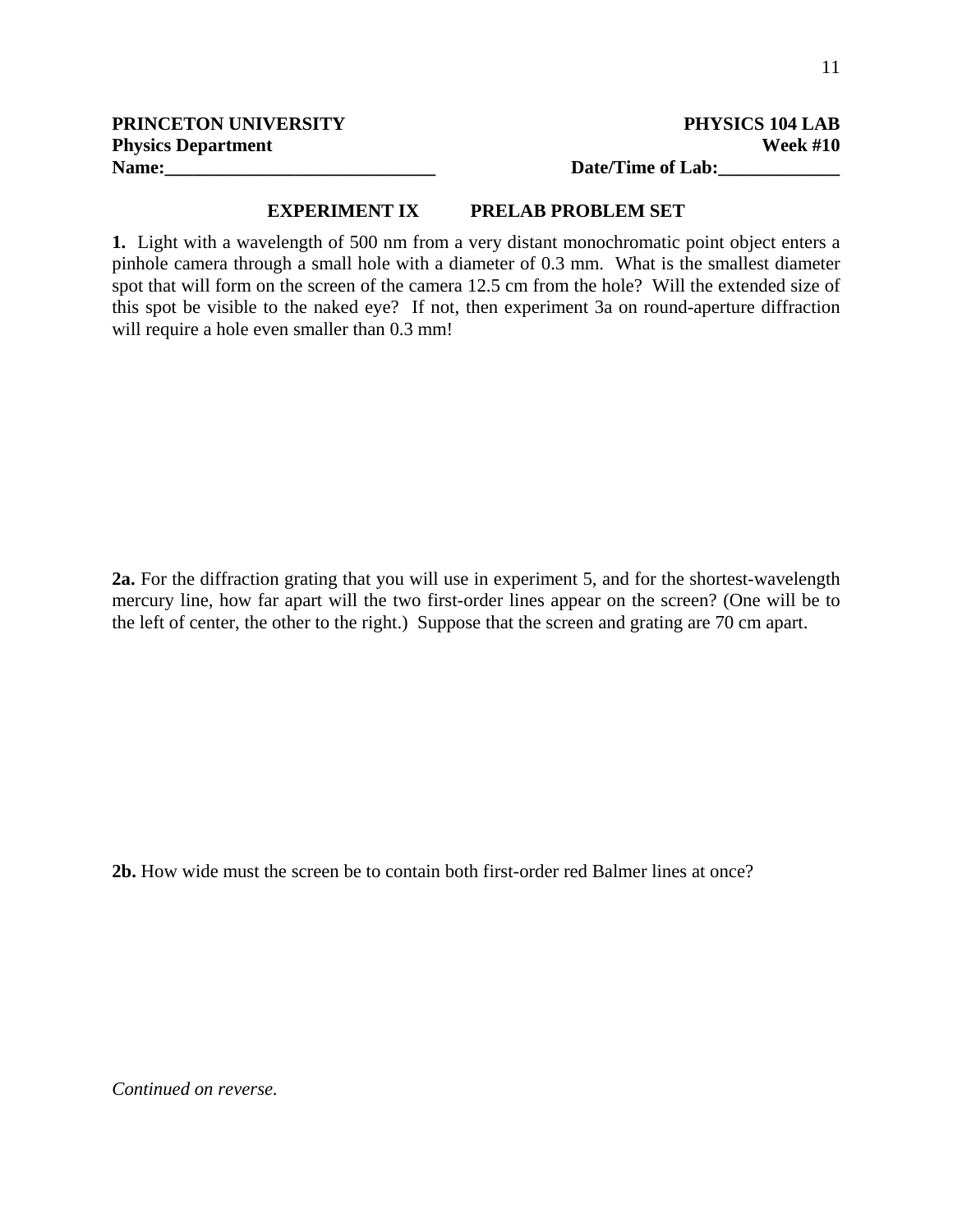**PRINCETON UNIVERSITY** **PHYSICS 104 LAB**
**Physics Department** **Week #10**
**Name:______________________________** **Date/Time of Lab:_____________**

## EXPERIMENT IX PRELAB PROBLEM SET

**1.** Light with a wavelength of 500 nm from a very distant monochromatic point object enters a pinhole camera through a small hole with a diameter of 0.3 mm. What is the smallest diameter spot that will form on the screen of the camera 12.5 cm from the hole? Will the extended size of this spot be visible to the naked eye? If not, then experiment 3a on round-aperture diffraction will require a hole even smaller than 0.3 mm!

**2a.** For the diffraction grating that you will use in experiment 5, and for the shortest-wavelength mercury line, how far apart will the two first-order lines appear on the screen? (One will be to the left of center, the other to the right.) Suppose that the screen and grating are 70 cm apart.

**2b.** How wide must the screen be to contain both first-order red Balmer lines at once?

*Continued on reverse.*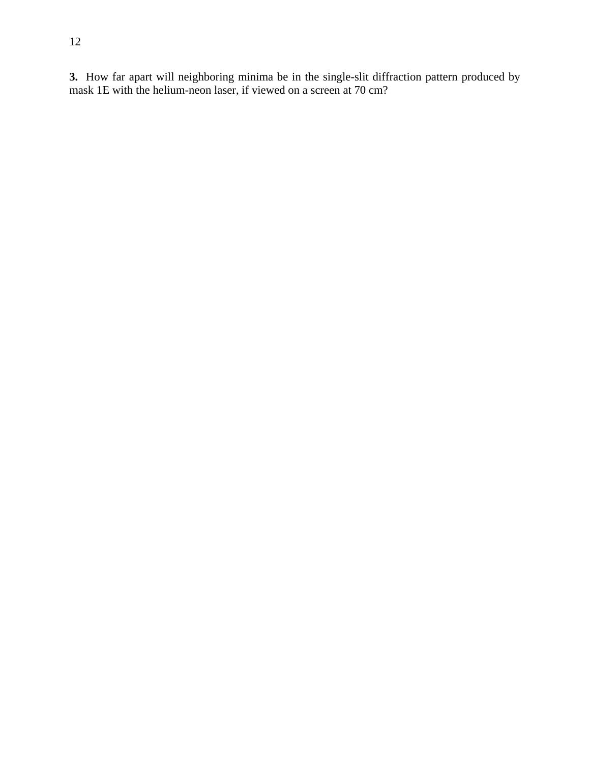**3.** How far apart will neighboring minima be in the single-slit diffraction pattern produced by mask 1E with the helium-neon laser, if viewed on a screen at 70 cm?